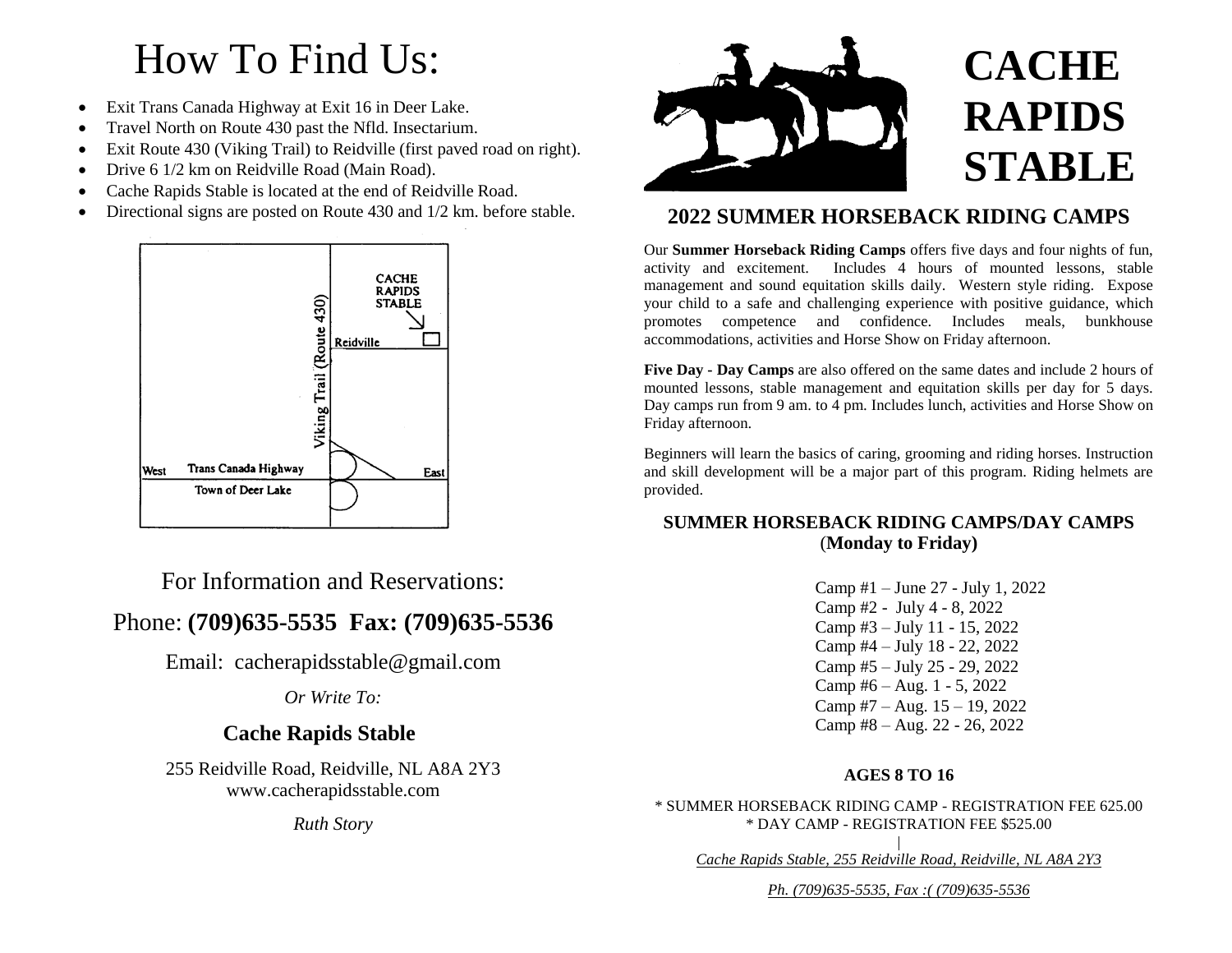# How To Find Us:

- Exit Trans Canada Highway at Exit 16 in Deer Lake.
- Travel North on Route 430 past the Nfld. Insectarium.
- Exit Route 430 (Viking Trail) to Reidville (first paved road on right).
- Drive 6 1/2 km on Reidville Road (Main Road).
- Cache Rapids Stable is located at the end of Reidville Road.
- Directional signs are posted on Route 430 and 1/2 km. before stable.

CACHE RAPIDS STABLE
Reidville
Viking Trail (Route 430)
West Trans Canada Highway East
Town of Deer Lake

For Information and Reservations:

Phone: **(709)635-5535 Fax: (709)635-5536**

Email: cacherapidsstable@gmail.com

*Or Write To:*

**Cache Rapids Stable**

255 Reidville Road, Reidville, NL A8A 2Y3
www.cacherapidsstable.com

*Ruth Story*

# CACHE RAPIDS STABLE

## 2022 SUMMER HORSEBACK RIDING CAMPS

Our **Summer Horseback Riding Camps** offers five days and four nights of fun, activity and excitement. Includes 4 hours of mounted lessons, stable management and sound equitation skills daily. Western style riding. Expose your child to a safe and challenging experience with positive guidance, which promotes competence and confidence. Includes meals, bunkhouse accommodations, activities and Horse Show on Friday afternoon.

**Five Day - Day Camps** are also offered on the same dates and include 2 hours of mounted lessons, stable management and equitation skills per day for 5 days. Day camps run from 9 am. to 4 pm. Includes lunch, activities and Horse Show on Friday afternoon.

Beginners will learn the basics of caring, grooming and riding horses. Instruction and skill development will be a major part of this program. Riding helmets are provided.

**SUMMER HORSEBACK RIDING CAMPS/DAY CAMPS**
(**Monday to Friday)**

Camp #1 – June 27 - July 1, 2022
Camp #2 - July 4 - 8, 2022
Camp #3 – July 11 - 15, 2022
Camp #4 – July 18 - 22, 2022
Camp #5 – July 25 - 29, 2022
Camp #6 – Aug. 1 - 5, 2022
Camp #7 – Aug. 15 – 19, 2022
Camp #8 – Aug. 22 - 26, 2022

**AGES 8 TO 16**

\* SUMMER HORSEBACK RIDING CAMP - REGISTRATION FEE 625.00
\* DAY CAMP - REGISTRATION FEE $525.00

*Cache Rapids Stable, 255 Reidville Road, Reidville, NL A8A 2Y3*

*Ph. (709)635-5535, Fax :( (709)635-5536*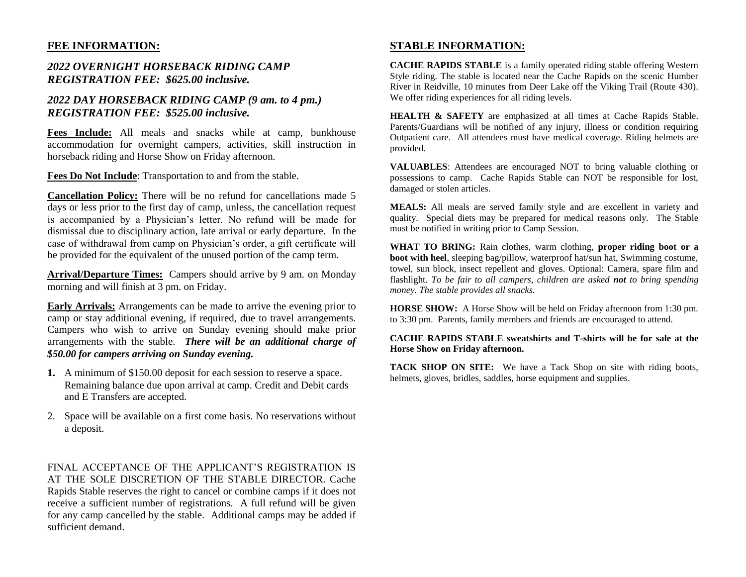## FEE INFORMATION:

### *2022 OVERNIGHT HORSEBACK RIDING CAMP REGISTRATION FEE: $625.00 inclusive.*

### *2022 DAY HORSEBACK RIDING CAMP (9 am. to 4 pm.) REGISTRATION FEE: $525.00 inclusive.*

**Fees Include:** All meals and snacks while at camp, bunkhouse accommodation for overnight campers, activities, skill instruction in horseback riding and Horse Show on Friday afternoon.

**Fees Do Not Include**: Transportation to and from the stable.

**Cancellation Policy:** There will be no refund for cancellations made 5 days or less prior to the first day of camp, unless, the cancellation request is accompanied by a Physician's letter. No refund will be made for dismissal due to disciplinary action, late arrival or early departure. In the case of withdrawal from camp on Physician's order, a gift certificate will be provided for the equivalent of the unused portion of the camp term.

**Arrival/Departure Times:** Campers should arrive by 9 am. on Monday morning and will finish at 3 pm. on Friday.

**Early Arrivals:** Arrangements can be made to arrive the evening prior to camp or stay additional evening, if required, due to travel arrangements. Campers who wish to arrive on Sunday evening should make prior arrangements with the stable. ***There will be an additional charge of $50.00 for campers arriving on Sunday evening.***

1. A minimum of $150.00 deposit for each session to reserve a space. Remaining balance due upon arrival at camp. Credit and Debit cards and E Transfers are accepted.
2. Space will be available on a first come basis. No reservations without a deposit.

FINAL ACCEPTANCE OF THE APPLICANT'S REGISTRATION IS AT THE SOLE DISCRETION OF THE STABLE DIRECTOR. Cache Rapids Stable reserves the right to cancel or combine camps if it does not receive a sufficient number of registrations. A full refund will be given for any camp cancelled by the stable. Additional camps may be added if sufficient demand.

## STABLE INFORMATION:

**CACHE RAPIDS STABLE** is a family operated riding stable offering Western Style riding. The stable is located near the Cache Rapids on the scenic Humber River in Reidville, 10 minutes from Deer Lake off the Viking Trail (Route 430). We offer riding experiences for all riding levels.

**HEALTH & SAFETY** are emphasized at all times at Cache Rapids Stable. Parents/Guardians will be notified of any injury, illness or condition requiring Outpatient care. All attendees must have medical coverage. Riding helmets are provided.

**VALUABLES**: Attendees are encouraged NOT to bring valuable clothing or possessions to camp. Cache Rapids Stable can NOT be responsible for lost, damaged or stolen articles.

**MEALS:** All meals are served family style and are excellent in variety and quality. Special diets may be prepared for medical reasons only. The Stable must be notified in writing prior to Camp Session.

**WHAT TO BRING:** Rain clothes, warm clothing, **proper riding boot or a boot with heel**, sleeping bag/pillow, waterproof hat/sun hat, Swimming costume, towel, sun block, insect repellent and gloves. Optional: Camera, spare film and flashlight. *To be fair to all campers, children are asked **not** to bring spending money. The stable provides all snacks.*

**HORSE SHOW:** A Horse Show will be held on Friday afternoon from 1:30 pm. to 3:30 pm. Parents, family members and friends are encouraged to attend.

**CACHE RAPIDS STABLE sweatshirts and T-shirts will be for sale at the Horse Show on Friday afternoon.**

**TACK SHOP ON SITE:** We have a Tack Shop on site with riding boots, helmets, gloves, bridles, saddles, horse equipment and supplies.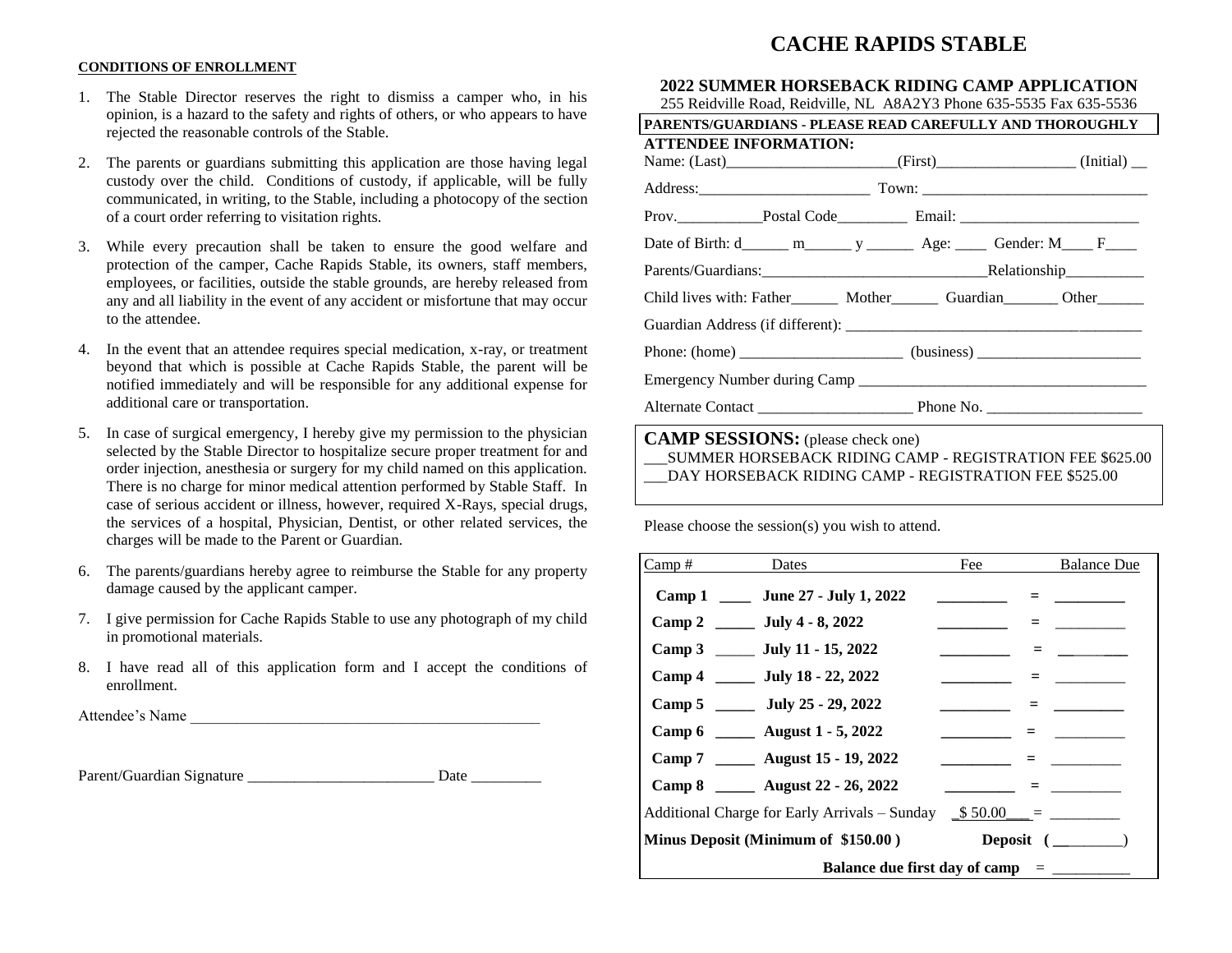# CACHE RAPIDS STABLE

## 2022 SUMMER HORSEBACK RIDING CAMP APPLICATION

255 Reidville Road, Reidville, NL A8A2Y3 Phone 635-5535 Fax 635-5536

**PARENTS/GUARDIANS - PLEASE READ CAREFULLY AND THOROUGHLY**

**ATTENDEE INFORMATION:**

Name: (Last)______________________(First)__________________ (Initial) __

Address:_______________________ Town: _____________________________

Prov.___________Postal Code_________ Email: _______________________

Date of Birth: d______ m______ y ______ Age: ____ Gender: M____ F____

Parents/Guardians:_____________________________Relationship__________

Child lives with: Father______ Mother______ Guardian_______ Other______

Guardian Address (if different): ______________________________________

Phone: (home) _____________________ (business) _____________________

Emergency Number during Camp _____________________________________

Alternate Contact ____________________ Phone No. ____________________

**CAMP SESSIONS:** (please check one)

___SUMMER HORSEBACK RIDING CAMP - REGISTRATION FEE $625.00
___DAY HORSEBACK RIDING CAMP - REGISTRATION FEE $525.00

Please choose the session(s) you wish to attend.

| Camp # | | Dates | Fee | | Balance Due |
|---|---|---|---|---|---|
| **Camp 1** | ____ | **June 27 - July 1, 2022** | ________ | = | ________ |
| **Camp 2** | _____ | **July 4 - 8, 2022** | ________ | = | ________ |
| **Camp 3** | _____ | **July 11 - 15, 2022** | ________ | = | ________ |
| **Camp 4** | _____ | **July 18 - 22, 2022** | ________ | = | ________ |
| **Camp 5** | _____ | **July 25 - 29, 2022** | ________ | = | ________ |
| **Camp 6** | _____ | **August 1 - 5, 2022** | ________ | = | ________ |
| **Camp 7** | _____ | **August 15 - 19, 2022** | ________ | = | ________ |
| **Camp 8** | _____ | **August 22 - 26, 2022** | ________ | = | ________ |
| Additional Charge for Early Arrivals – Sunday | | | _$ 50.00___ | = | ________ |
| **Minus Deposit (Minimum of $150.00 )** | | | **Deposit** | | ( ________) |
| | | **Balance due first day of camp** | | = | __________ |

**CONDITIONS OF ENROLLMENT**

1. The Stable Director reserves the right to dismiss a camper who, in his opinion, is a hazard to the safety and rights of others, or who appears to have rejected the reasonable controls of the Stable.
2. The parents or guardians submitting this application are those having legal custody over the child. Conditions of custody, if applicable, will be fully communicated, in writing, to the Stable, including a photocopy of the section of a court order referring to visitation rights.
3. While every precaution shall be taken to ensure the good welfare and protection of the camper, Cache Rapids Stable, its owners, staff members, employees, or facilities, outside the stable grounds, are hereby released from any and all liability in the event of any accident or misfortune that may occur to the attendee.
4. In the event that an attendee requires special medication, x-ray, or treatment beyond that which is possible at Cache Rapids Stable, the parent will be notified immediately and will be responsible for any additional expense for additional care or transportation.
5. In case of surgical emergency, I hereby give my permission to the physician selected by the Stable Director to hospitalize secure proper treatment for and order injection, anesthesia or surgery for my child named on this application. There is no charge for minor medical attention performed by Stable Staff. In case of serious accident or illness, however, required X-Rays, special drugs, the services of a hospital, Physician, Dentist, or other related services, the charges will be made to the Parent or Guardian.
6. The parents/guardians hereby agree to reimburse the Stable for any property damage caused by the applicant camper.
7. I give permission for Cache Rapids Stable to use any photograph of my child in promotional materials.
8. I have read all of this application form and I accept the conditions of enrollment.

Attendee's Name _____________________________________________

Parent/Guardian Signature ________________________ Date _________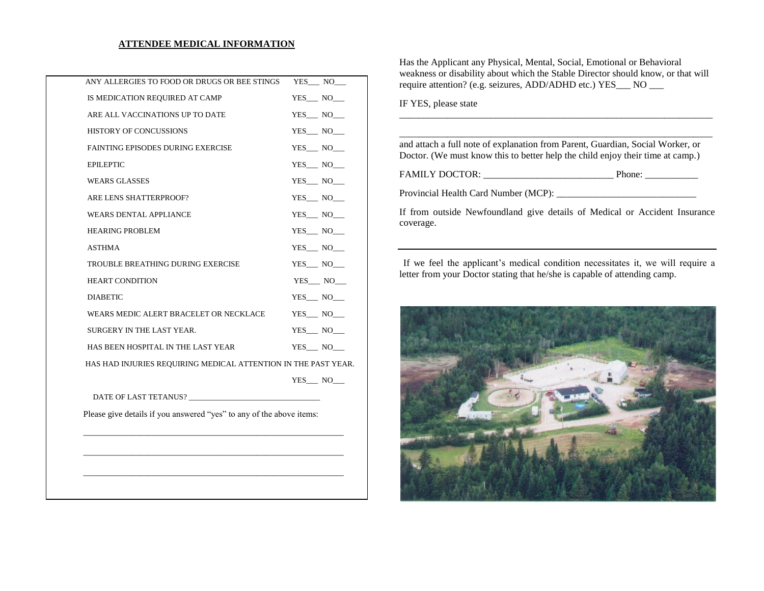## ATTENDEE MEDICAL INFORMATION

| | |
|---|---|
| ANY ALLERGIES TO FOOD OR DRUGS OR BEE STINGS | YES___ NO___ |
| IS MEDICATION REQUIRED AT CAMP | YES___ NO___ |
| ARE ALL VACCINATIONS UP TO DATE | YES___ NO___ |
| HISTORY OF CONCUSSIONS | YES___ NO___ |
| FAINTING EPISODES DURING EXERCISE | YES___ NO___ |
| EPILEPTIC | YES___ NO___ |
| WEARS GLASSES | YES___ NO___ |
| ARE LENS SHATTERPROOF? | YES___ NO___ |
| WEARS DENTAL APPLIANCE | YES___ NO___ |
| HEARING PROBLEM | YES___ NO___ |
| ASTHMA | YES___ NO___ |
| TROUBLE BREATHING DURING EXERCISE | YES___ NO___ |
| HEART CONDITION | YES___ NO___ |
| DIABETIC | YES___ NO___ |
| WEARS MEDIC ALERT BRACELET OR NECKLACE | YES___ NO___ |
| SURGERY IN THE LAST YEAR. | YES___ NO___ |
| HAS BEEN HOSPITAL IN THE LAST YEAR | YES___ NO___ |
| HAS HAD INJURIES REQUIRING MEDICAL ATTENTION IN THE PAST YEAR. | YES___ NO___ |

DATE OF LAST TETANUS? ________________________________

Please give details if you answered "yes" to any of the above items:

_________________________________________________________________

_________________________________________________________________

_________________________________________________________________

Has the Applicant any Physical, Mental, Social, Emotional or Behavioral weakness or disability about which the Stable Director should know, or that will require attention? (e.g. seizures, ADD/ADHD etc.) YES___ NO ___

IF YES, please state

_________________________________________________________________

_________________________________________________________________

and attach a full note of explanation from Parent, Guardian, Social Worker, or Doctor. (We must know this to better help the child enjoy their time at camp.)

FAMILY DOCTOR: __________________________ Phone: ___________

Provincial Health Card Number (MCP): _____________________________

If from outside Newfoundland give details of Medical or Accident Insurance coverage.

---

If we feel the applicant's medical condition necessitates it, we will require a letter from your Doctor stating that he/she is capable of attending camp.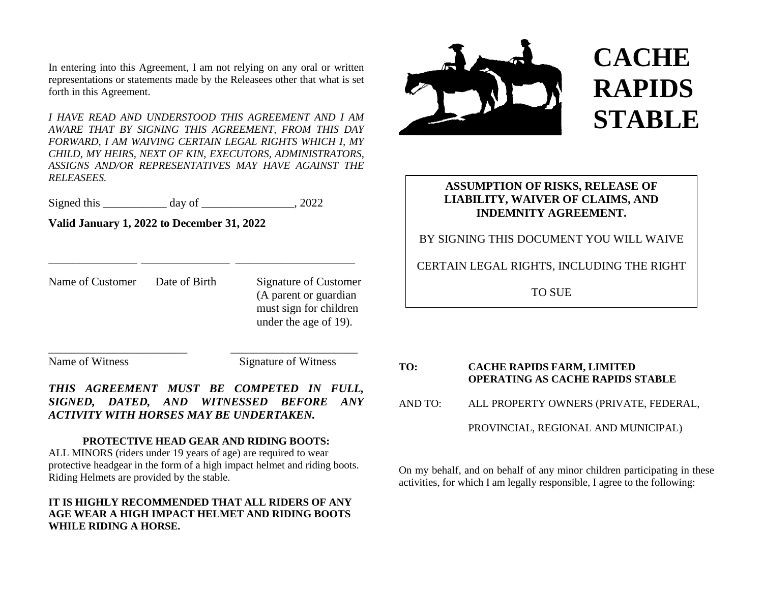In entering into this Agreement, I am not relying on any oral or written representations or statements made by the Releasees other that what is set forth in this Agreement.

*I HAVE READ AND UNDERSTOOD THIS AGREEMENT AND I AM AWARE THAT BY SIGNING THIS AGREEMENT, FROM THIS DAY FORWARD, I AM WAIVING CERTAIN LEGAL RIGHTS WHICH I, MY CHILD, MY HEIRS, NEXT OF KIN, EXECUTORS, ADMINISTRATORS, ASSIGNS AND/OR REPRESENTATIVES MAY HAVE AGAINST THE RELEASEES.*

Signed this ___________ day of ________________, 2022

**Valid January 1, 2022 to December 31, 2022**

________________ ________________ _____________________

Name of Customer Date of Birth Signature of Customer (A parent or guardian must sign for children under the age of 19).

________________________ ______________________

Name of Witness Signature of Witness

***THIS AGREEMENT MUST BE COMPETED IN FULL, SIGNED, DATED, AND WITNESSED BEFORE ANY ACTIVITY WITH HORSES MAY BE UNDERTAKEN.***

**PROTECTIVE HEAD GEAR AND RIDING BOOTS:**

ALL MINORS (riders under 19 years of age) are required to wear protective headgear in the form of a high impact helmet and riding boots. Riding Helmets are provided by the stable.

**IT IS HIGHLY RECOMMENDED THAT ALL RIDERS OF ANY AGE WEAR A HIGH IMPACT HELMET AND RIDING BOOTS WHILE RIDING A HORSE.**

# CACHE RAPIDS STABLE

**ASSUMPTION OF RISKS, RELEASE OF LIABILITY, WAIVER OF CLAIMS, AND INDEMNITY AGREEMENT.**

BY SIGNING THIS DOCUMENT YOU WILL WAIVE CERTAIN LEGAL RIGHTS, INCLUDING THE RIGHT TO SUE

**TO:** **CACHE RAPIDS FARM, LIMITED OPERATING AS CACHE RAPIDS STABLE**

AND TO: ALL PROPERTY OWNERS (PRIVATE, FEDERAL, PROVINCIAL, REGIONAL AND MUNICIPAL)

On my behalf, and on behalf of any minor children participating in these activities, for which I am legally responsible, I agree to the following: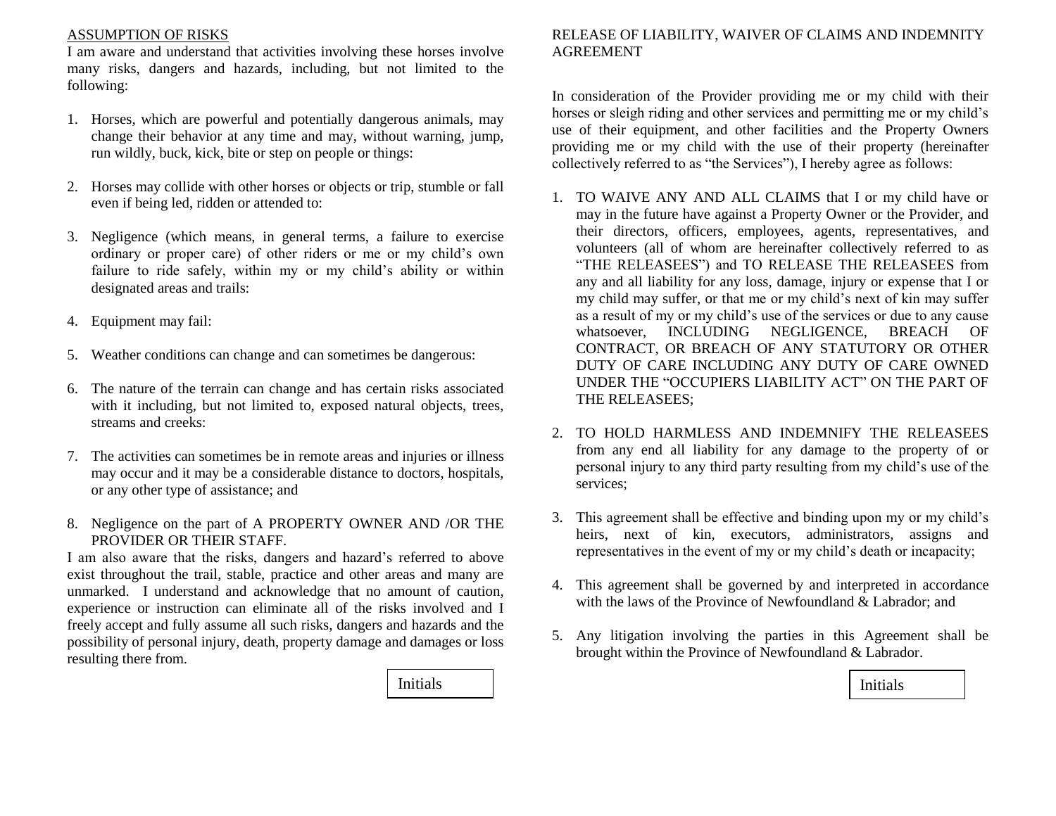ASSUMPTION OF RISKS

I am aware and understand that activities involving these horses involve many risks, dangers and hazards, including, but not limited to the following:

1. Horses, which are powerful and potentially dangerous animals, may change their behavior at any time and may, without warning, jump, run wildly, buck, kick, bite or step on people or things:

2. Horses may collide with other horses or objects or trip, stumble or fall even if being led, ridden or attended to:

3. Negligence (which means, in general terms, a failure to exercise ordinary or proper care) of other riders or me or my child's own failure to ride safely, within my or my child's ability or within designated areas and trails:

4. Equipment may fail:

5. Weather conditions can change and can sometimes be dangerous:

6. The nature of the terrain can change and has certain risks associated with it including, but not limited to, exposed natural objects, trees, streams and creeks:

7. The activities can sometimes be in remote areas and injuries or illness may occur and it may be a considerable distance to doctors, hospitals, or any other type of assistance; and

8. Negligence on the part of A PROPERTY OWNER AND /OR THE PROVIDER OR THEIR STAFF.

I am also aware that the risks, dangers and hazard's referred to above exist throughout the trail, stable, practice and other areas and many are unmarked. I understand and acknowledge that no amount of caution, experience or instruction can eliminate all of the risks involved and I freely accept and fully assume all such risks, dangers and hazards and the possibility of personal injury, death, property damage and damages or loss resulting there from.

Initials

RELEASE OF LIABILITY, WAIVER OF CLAIMS AND INDEMNITY AGREEMENT

In consideration of the Provider providing me or my child with their horses or sleigh riding and other services and permitting me or my child's use of their equipment, and other facilities and the Property Owners providing me or my child with the use of their property (hereinafter collectively referred to as "the Services"), I hereby agree as follows:

1. TO WAIVE ANY AND ALL CLAIMS that I or my child have or may in the future have against a Property Owner or the Provider, and their directors, officers, employees, agents, representatives, and volunteers (all of whom are hereinafter collectively referred to as "THE RELEASEES") and TO RELEASE THE RELEASEES from any and all liability for any loss, damage, injury or expense that I or my child may suffer, or that me or my child's next of kin may suffer as a result of my or my child's use of the services or due to any cause whatsoever, INCLUDING NEGLIGENCE, BREACH OF CONTRACT, OR BREACH OF ANY STATUTORY OR OTHER DUTY OF CARE INCLUDING ANY DUTY OF CARE OWNED UNDER THE "OCCUPIERS LIABILITY ACT" ON THE PART OF THE RELEASEES;

2. TO HOLD HARMLESS AND INDEMNIFY THE RELEASEES from any end all liability for any damage to the property of or personal injury to any third party resulting from my child's use of the services;

3. This agreement shall be effective and binding upon my or my child's heirs, next of kin, executors, administrators, assigns and representatives in the event of my or my child's death or incapacity;

4. This agreement shall be governed by and interpreted in accordance with the laws of the Province of Newfoundland & Labrador; and

5. Any litigation involving the parties in this Agreement shall be brought within the Province of Newfoundland & Labrador.

Initials